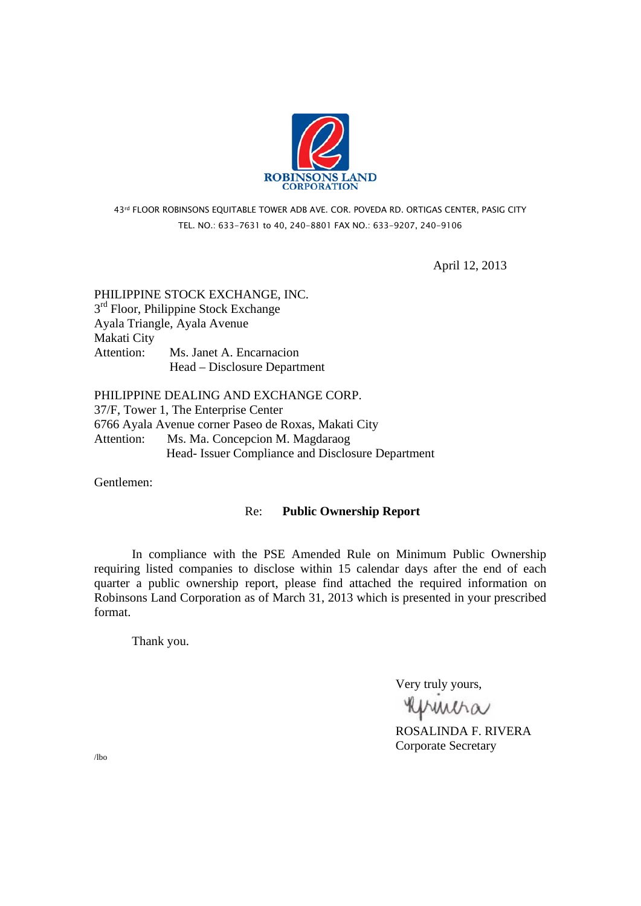ROBINSONS LAND CORPORATION

43rd FLOOR ROBINSONS EQUITABLE TOWER ADB AVE. COR. POVEDA RD. ORTIGAS CENTER, PASIG CITY
TEL. NO.: 633-7631 to 40, 240-8801 FAX NO.: 633-9207, 240-9106

April 12, 2013

PHILIPPINE STOCK EXCHANGE, INC.
3rd Floor, Philippine Stock Exchange
Ayala Triangle, Ayala Avenue
Makati City
Attention: Ms. Janet A. Encarnacion
Head – Disclosure Department

PHILIPPINE DEALING AND EXCHANGE CORP.
37/F, Tower 1, The Enterprise Center
6766 Ayala Avenue corner Paseo de Roxas, Makati City
Attention: Ms. Ma. Concepcion M. Magdaraog
Head- Issuer Compliance and Disclosure Department

Gentlemen:

Re: **Public Ownership Report**

In compliance with the PSE Amended Rule on Minimum Public Ownership requiring listed companies to disclose within 15 calendar days after the end of each quarter a public ownership report, please find attached the required information on Robinsons Land Corporation as of March 31, 2013 which is presented in your prescribed format.

Thank you.

Very truly yours,

ROSALINDA F. RIVERA
Corporate Secretary

/lbo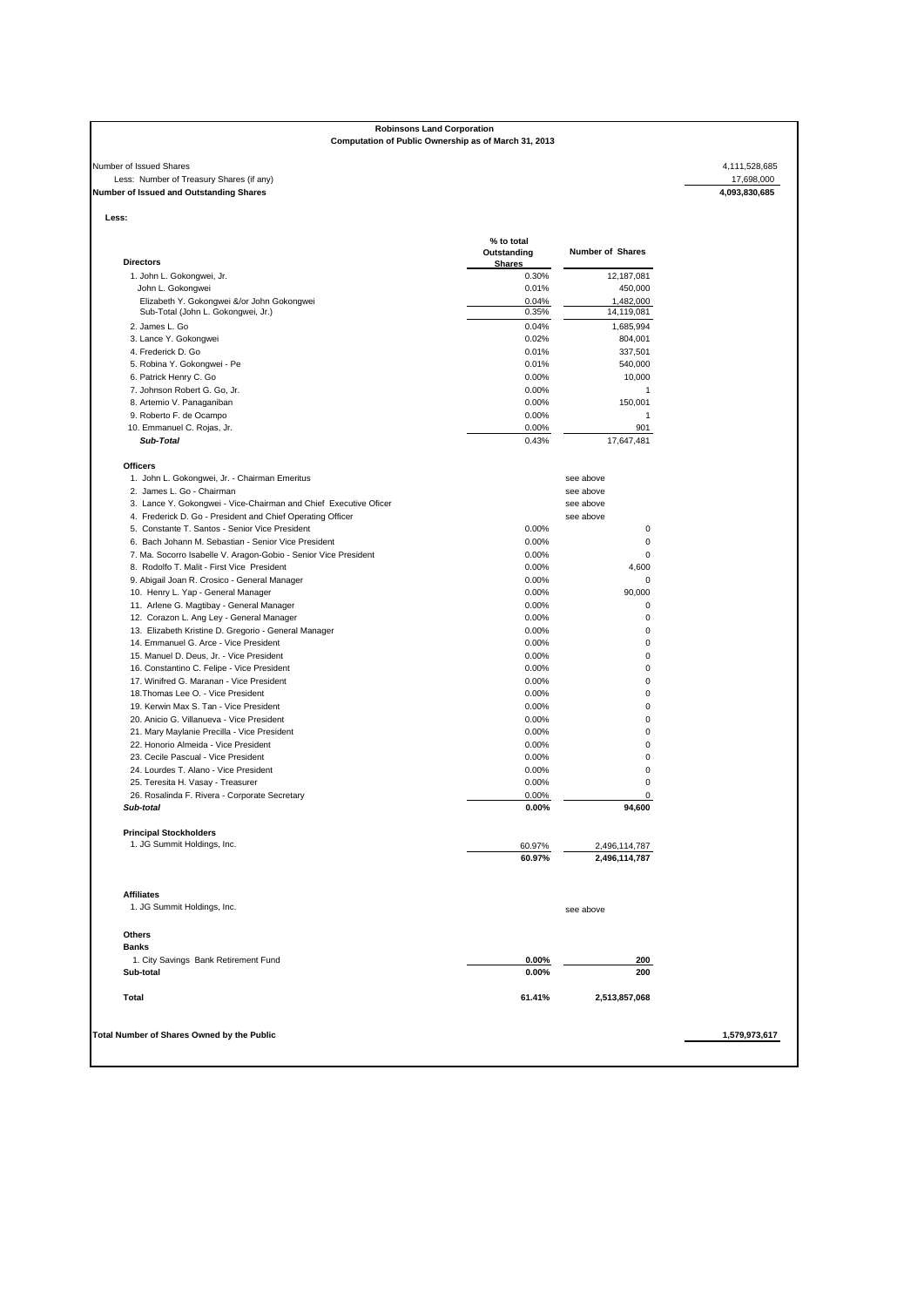**Robinsons Land Corporation**
**Computation of Public Ownership as of March 31, 2013**

| | | | |
|---|---|---|---|
| Number of Issued Shares | | | 4,111,528,685 |
| Less: Number of Treasury Shares (if any) | | | 17,698,000 |
| **Number of Issued and Outstanding Shares** | | | **4,093,830,685** |

**Less:**

| **Directors** | **% to total Outstanding Shares** | **Number of Shares** | |
|---|---|---|---|
| 1. John L. Gokongwei, Jr. | 0.30% | 12,187,081 | |
| John L. Gokongwei | 0.01% | 450,000 | |
| Elizabeth Y. Gokongwei &/or John Gokongwei | 0.04% | 1,482,000 | |
| Sub-Total (John L. Gokongwei, Jr.) | 0.35% | 14,119,081 | |
| 2. James L. Go | 0.04% | 1,685,994 | |
| 3. Lance Y. Gokongwei | 0.02% | 804,001 | |
| 4. Frederick D. Go | 0.01% | 337,501 | |
| 5. Robina Y. Gokongwei - Pe | 0.01% | 540,000 | |
| 6. Patrick Henry C. Go | 0.00% | 10,000 | |
| 7. Johnson Robert G. Go, Jr. | 0.00% | 1 | |
| 8. Artemio V. Panaganiban | 0.00% | 150,001 | |
| 9. Roberto F. de Ocampo | 0.00% | 1 | |
| 10. Emmanuel C. Rojas, Jr. | 0.00% | 901 | |
| ***Sub-Total*** | 0.43% | 17,647,481 | |
| **Officers** | | | |
| 1. John L. Gokongwei, Jr. - Chairman Emeritus | | see above | |
| 2. James L. Go - Chairman | | see above | |
| 3. Lance Y. Gokongwei - Vice-Chairman and Chief Executive Oficer | | see above | |
| 4. Frederick D. Go - President and Chief Operating Officer | | see above | |
| 5. Constante T. Santos - Senior Vice President | 0.00% | 0 | |
| 6. Bach Johann M. Sebastian - Senior Vice President | 0.00% | 0 | |
| 7. Ma. Socorro Isabelle V. Aragon-Gobio - Senior Vice President | 0.00% | 0 | |
| 8. Rodolfo T. Malit - First Vice President | 0.00% | 4,600 | |
| 9. Abigail Joan R. Crosico - General Manager | 0.00% | 0 | |
| 10. Henry L. Yap - General Manager | 0.00% | 90,000 | |
| 11. Arlene G. Magtibay - General Manager | 0.00% | 0 | |
| 12. Corazon L. Ang Ley - General Manager | 0.00% | 0 | |
| 13. Elizabeth Kristine D. Gregorio - General Manager | 0.00% | 0 | |
| 14. Emmanuel G. Arce - Vice President | 0.00% | 0 | |
| 15. Manuel D. Deus, Jr. - Vice President | 0.00% | 0 | |
| 16. Constantino C. Felipe - Vice President | 0.00% | 0 | |
| 17. Winifred G. Maranan - Vice President | 0.00% | 0 | |
| 18.Thomas Lee O. - Vice President | 0.00% | 0 | |
| 19. Kerwin Max S. Tan - Vice President | 0.00% | 0 | |
| 20. Anicio G. Villanueva - Vice President | 0.00% | 0 | |
| 21. Mary Maylanie Precilla - Vice President | 0.00% | 0 | |
| 22. Honorio Almeida - Vice President | 0.00% | 0 | |
| 23. Cecile Pascual - Vice President | 0.00% | 0 | |
| 24. Lourdes T. Alano - Vice President | 0.00% | 0 | |
| 25. Teresita H. Vasay - Treasurer | 0.00% | 0 | |
| 26. Rosalinda F. Rivera - Corporate Secretary | 0.00% | 0 | |
| ***Sub-total*** | **0.00%** | **94,600** | |
| **Principal Stockholders** | | | |
| 1. JG Summit Holdings, Inc. | 60.97% | 2,496,114,787 | |
| | **60.97%** | **2,496,114,787** | |
| **Affiliates** | | | |
| 1. JG Summit Holdings, Inc. | | see above | |
| **Others** | | | |
| **Banks** | | | |
| 1. City Savings Bank Retirement Fund | **0.00%** | **200** | |
| **Sub-total** | **0.00%** | **200** | |
| **Total** | **61.41%** | **2,513,857,068** | |
| **Total Number of Shares Owned by the Public** | | | **1,579,973,617** |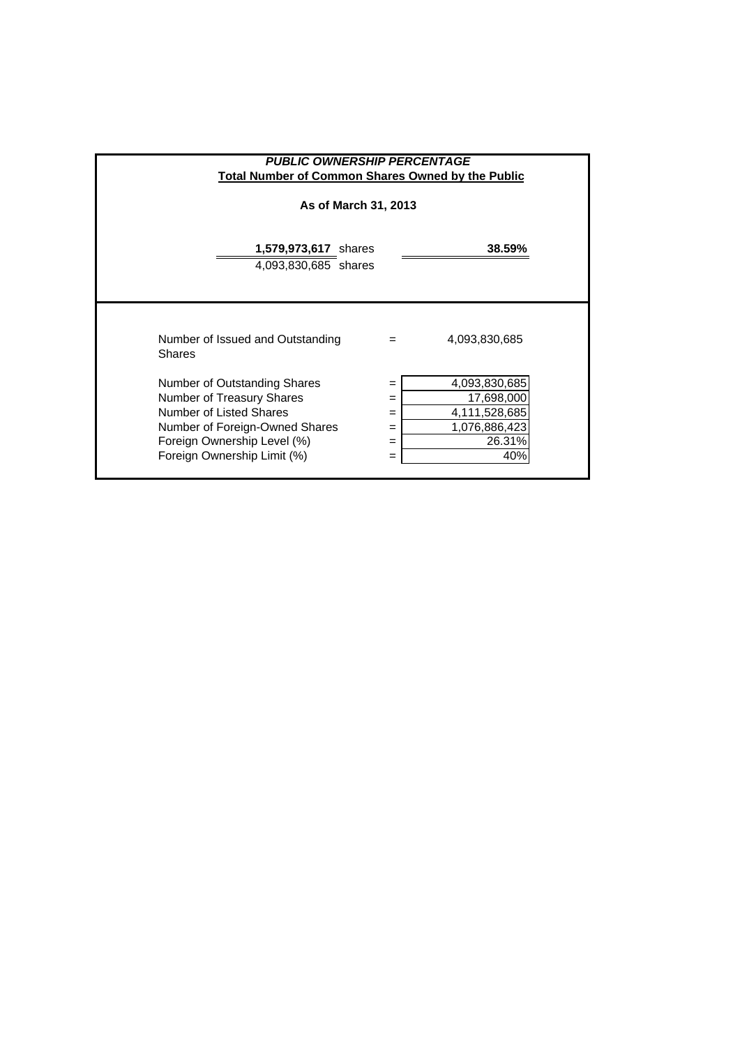***PUBLIC OWNERSHIP PERCENTAGE***

**Total Number of Common Shares Owned by the Public**

**As of March 31, 2013**

$$\frac{\textbf{1,579,973,617 shares}}{\text{4,093,830,685 shares}} = \textbf{38.59\%}$$

| | | |
|---|---|---|
| Number of Issued and Outstanding Shares | = | 4,093,830,685 |
| Number of Outstanding Shares | = | 4,093,830,685 |
| Number of Treasury Shares | = | 17,698,000 |
| Number of Listed Shares | = | 4,111,528,685 |
| Number of Foreign-Owned Shares | = | 1,076,886,423 |
| Foreign Ownership Level (%) | = | 26.31% |
| Foreign Ownership Limit (%) | = | 40% |